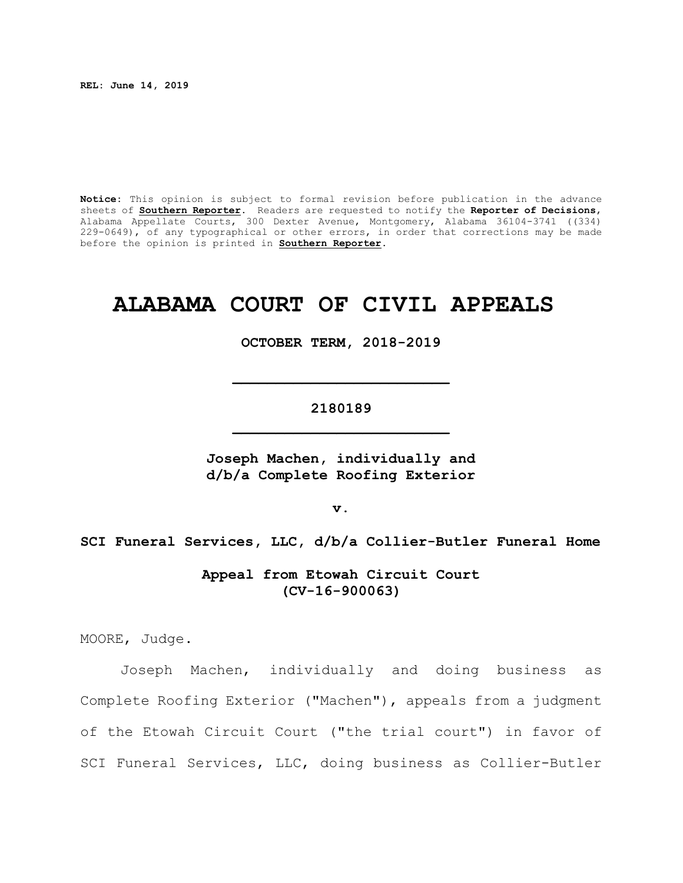**REL: June 14, 2019**

**Notice:** This opinion is subject to formal revision before publication in the advance sheets of **Southern Reporter**. Readers are requested to notify the **Reporter of Decisions**, Alabama Appellate Courts, 300 Dexter Avenue, Montgomery, Alabama 36104-3741 ((334) 229-0649), of any typographical or other errors, in order that corrections may be made before the opinion is printed in **Southern Reporter**.

# ALABAMA COURT OF CIVIL APPEALS

**OCTOBER TERM, 2018-2019**

---

**2180189**

---

**Joseph Machen, individually and d/b/a Complete Roofing Exterior**

**v.**

**SCI Funeral Services, LLC, d/b/a Collier-Butler Funeral Home**

**Appeal from Etowah Circuit Court (CV-16-900063)**

MOORE, Judge.

Joseph Machen, individually and doing business as Complete Roofing Exterior ("Machen"), appeals from a judgment of the Etowah Circuit Court ("the trial court") in favor of SCI Funeral Services, LLC, doing business as Collier-Butler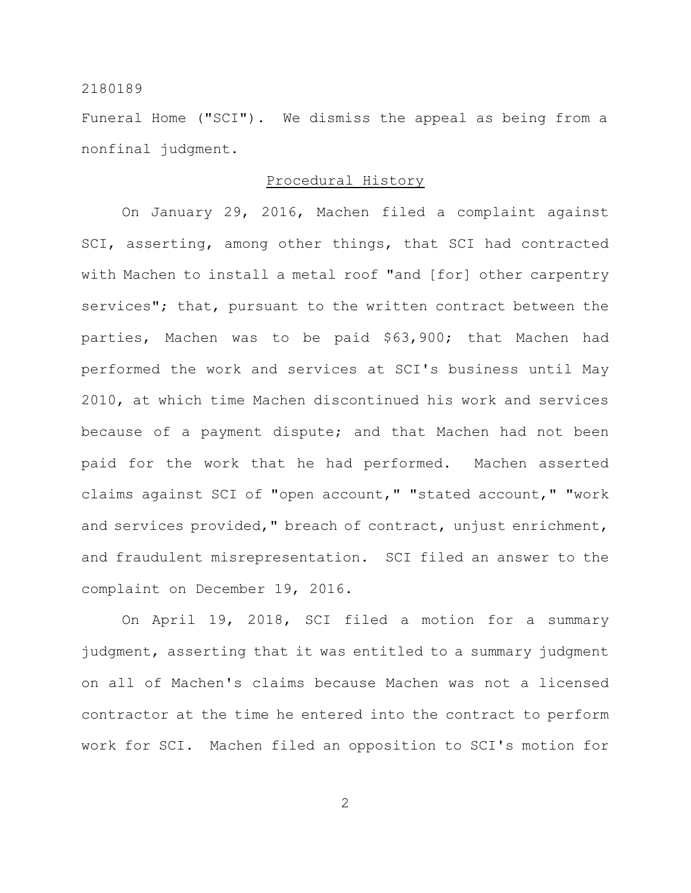Funeral Home ("SCI"). We dismiss the appeal as being from a nonfinal judgment.

## Procedural History

On January 29, 2016, Machen filed a complaint against SCI, asserting, among other things, that SCI had contracted with Machen to install a metal roof "and [for] other carpentry services"; that, pursuant to the written contract between the parties, Machen was to be paid $63,900; that Machen had performed the work and services at SCI's business until May 2010, at which time Machen discontinued his work and services because of a payment dispute; and that Machen had not been paid for the work that he had performed. Machen asserted claims against SCI of "open account," "stated account," "work and services provided," breach of contract, unjust enrichment, and fraudulent misrepresentation. SCI filed an answer to the complaint on December 19, 2016.

On April 19, 2018, SCI filed a motion for a summary judgment, asserting that it was entitled to a summary judgment on all of Machen's claims because Machen was not a licensed contractor at the time he entered into the contract to perform work for SCI. Machen filed an opposition to SCI's motion for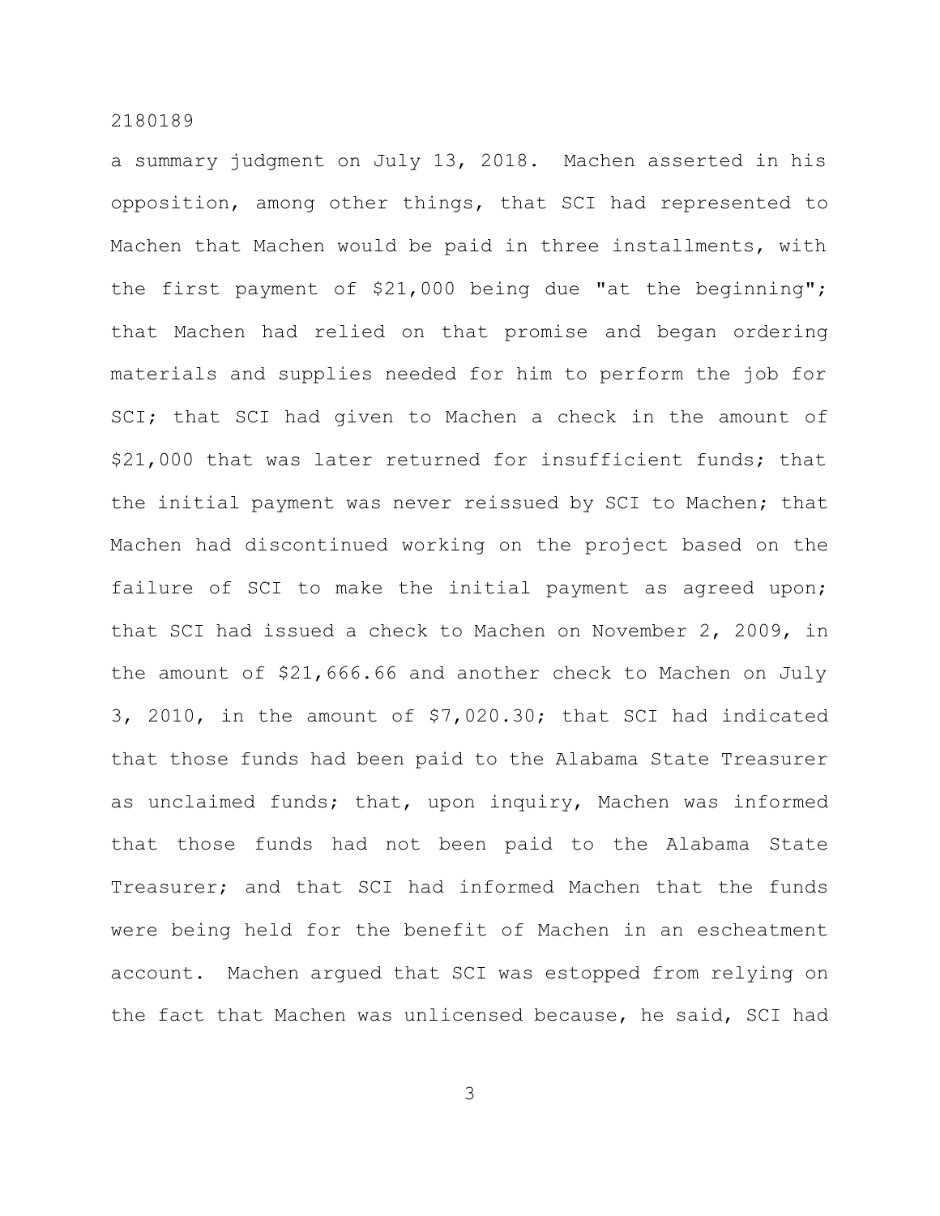a summary judgment on July 13, 2018. Machen asserted in his opposition, among other things, that SCI had represented to Machen that Machen would be paid in three installments, with the first payment of $21,000 being due "at the beginning"; that Machen had relied on that promise and began ordering materials and supplies needed for him to perform the job for SCI; that SCI had given to Machen a check in the amount of $21,000 that was later returned for insufficient funds; that the initial payment was never reissued by SCI to Machen; that Machen had discontinued working on the project based on the failure of SCI to make the initial payment as agreed upon; that SCI had issued a check to Machen on November 2, 2009, in the amount of $21,666.66 and another check to Machen on July 3, 2010, in the amount of $7,020.30; that SCI had indicated that those funds had been paid to the Alabama State Treasurer as unclaimed funds; that, upon inquiry, Machen was informed that those funds had not been paid to the Alabama State Treasurer; and that SCI had informed Machen that the funds were being held for the benefit of Machen in an escheatment account. Machen argued that SCI was estopped from relying on the fact that Machen was unlicensed because, he said, SCI had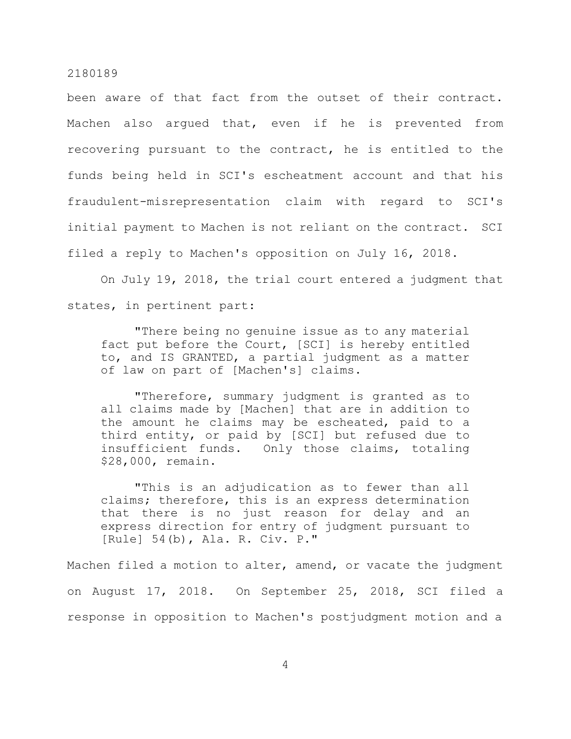been aware of that fact from the outset of their contract. Machen also argued that, even if he is prevented from recovering pursuant to the contract, he is entitled to the funds being held in SCI's escheatment account and that his fraudulent-misrepresentation claim with regard to SCI's initial payment to Machen is not reliant on the contract. SCI filed a reply to Machen's opposition on July 16, 2018.

On July 19, 2018, the trial court entered a judgment that states, in pertinent part:

> "There being no genuine issue as to any material fact put before the Court, [SCI] is hereby entitled to, and IS GRANTED, a partial judgment as a matter of law on part of [Machen's] claims.
>
> "Therefore, summary judgment is granted as to all claims made by [Machen] that are in addition to the amount he claims may be escheated, paid to a third entity, or paid by [SCI] but refused due to insufficient funds. Only those claims, totaling $28,000, remain.
>
> "This is an adjudication as to fewer than all claims; therefore, this is an express determination that there is no just reason for delay and an express direction for entry of judgment pursuant to [Rule] 54(b), Ala. R. Civ. P."

Machen filed a motion to alter, amend, or vacate the judgment on August 17, 2018. On September 25, 2018, SCI filed a response in opposition to Machen's postjudgment motion and a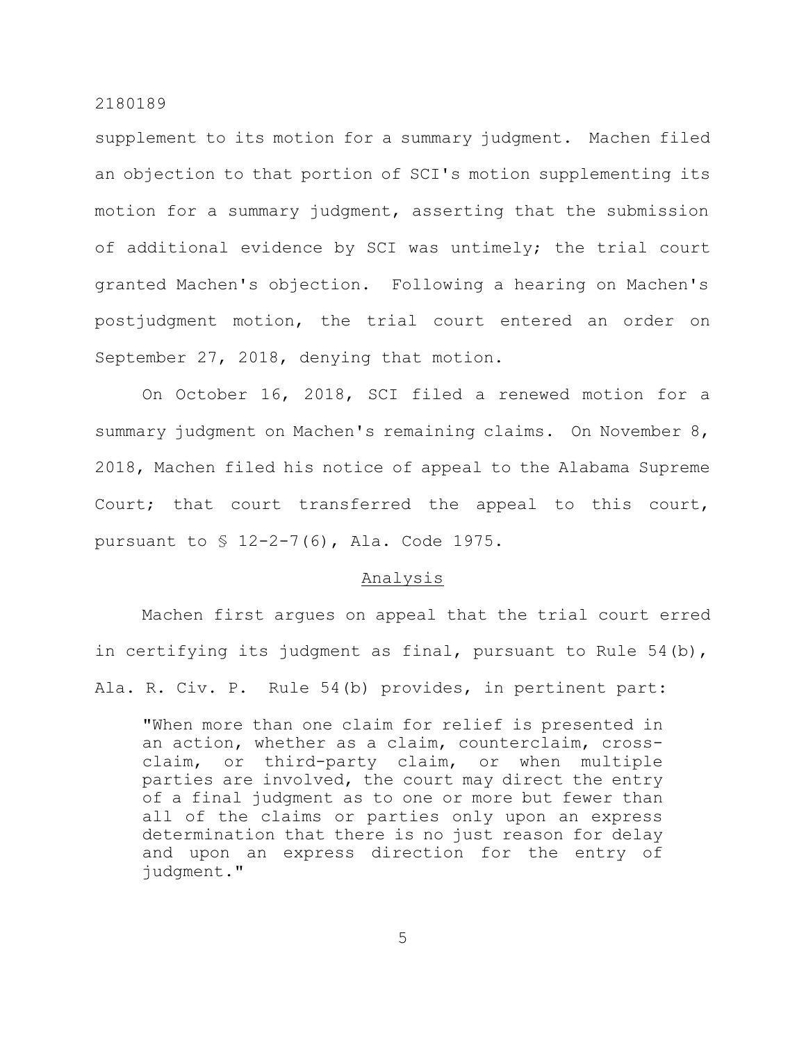supplement to its motion for a summary judgment. Machen filed an objection to that portion of SCI's motion supplementing its motion for a summary judgment, asserting that the submission of additional evidence by SCI was untimely; the trial court granted Machen's objection. Following a hearing on Machen's postjudgment motion, the trial court entered an order on September 27, 2018, denying that motion.

On October 16, 2018, SCI filed a renewed motion for a summary judgment on Machen's remaining claims. On November 8, 2018, Machen filed his notice of appeal to the Alabama Supreme Court; that court transferred the appeal to this court, pursuant to § 12-2-7(6), Ala. Code 1975.

## Analysis

Machen first argues on appeal that the trial court erred in certifying its judgment as final, pursuant to Rule 54(b), Ala. R. Civ. P. Rule 54(b) provides, in pertinent part:

> "When more than one claim for relief is presented in an action, whether as a claim, counterclaim, cross-claim, or third-party claim, or when multiple parties are involved, the court may direct the entry of a final judgment as to one or more but fewer than all of the claims or parties only upon an express determination that there is no just reason for delay and upon an express direction for the entry of judgment."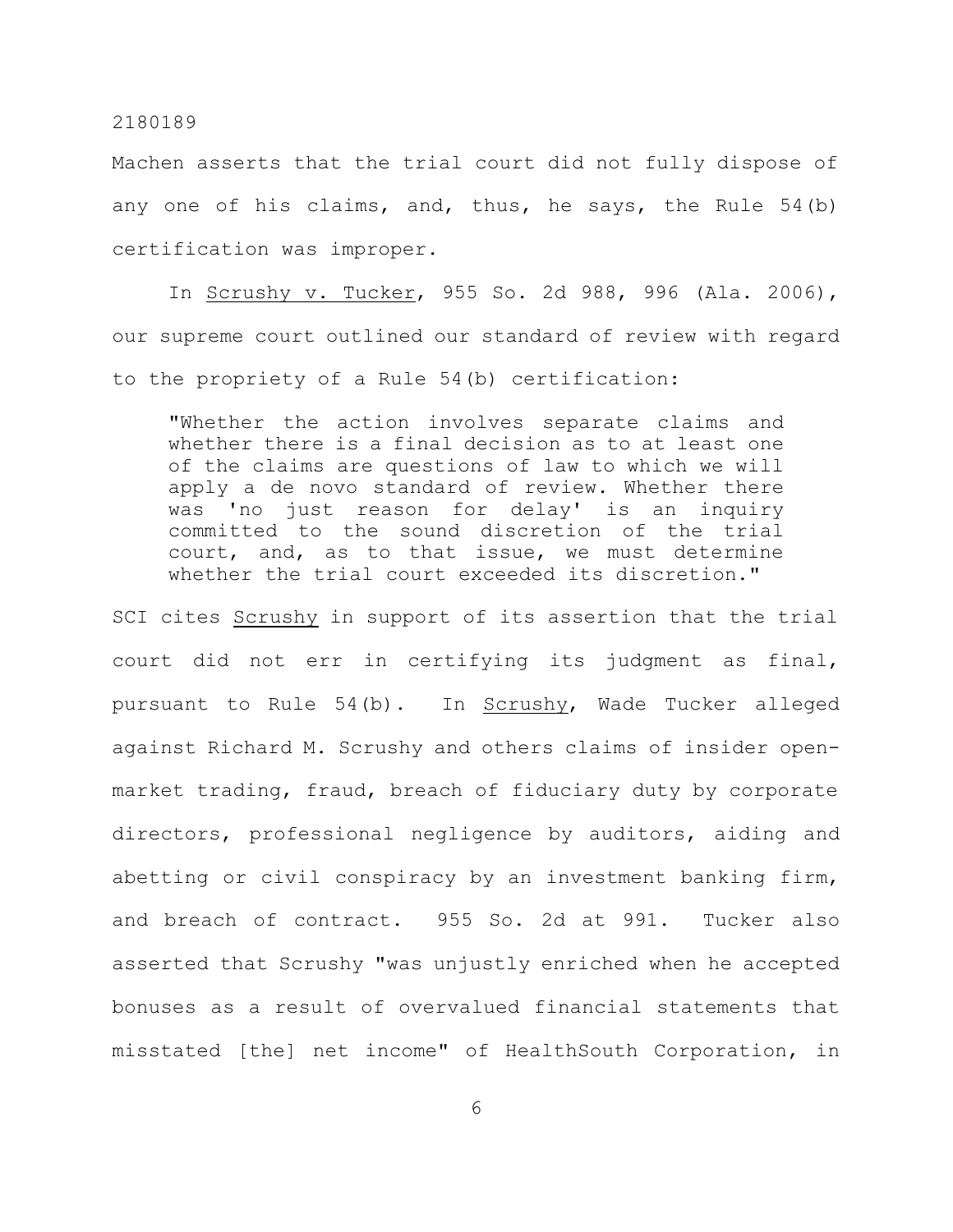Machen asserts that the trial court did not fully dispose of any one of his claims, and, thus, he says, the Rule 54(b) certification was improper.

In Scrushy v. Tucker, 955 So. 2d 988, 996 (Ala. 2006), our supreme court outlined our standard of review with regard to the propriety of a Rule 54(b) certification:

> "Whether the action involves separate claims and whether there is a final decision as to at least one of the claims are questions of law to which we will apply a de novo standard of review. Whether there was 'no just reason for delay' is an inquiry committed to the sound discretion of the trial court, and, as to that issue, we must determine whether the trial court exceeded its discretion."

SCI cites Scrushy in support of its assertion that the trial court did not err in certifying its judgment as final, pursuant to Rule 54(b). In Scrushy, Wade Tucker alleged against Richard M. Scrushy and others claims of insider open-market trading, fraud, breach of fiduciary duty by corporate directors, professional negligence by auditors, aiding and abetting or civil conspiracy by an investment banking firm, and breach of contract. 955 So. 2d at 991. Tucker also asserted that Scrushy "was unjustly enriched when he accepted bonuses as a result of overvalued financial statements that misstated [the] net income" of HealthSouth Corporation, in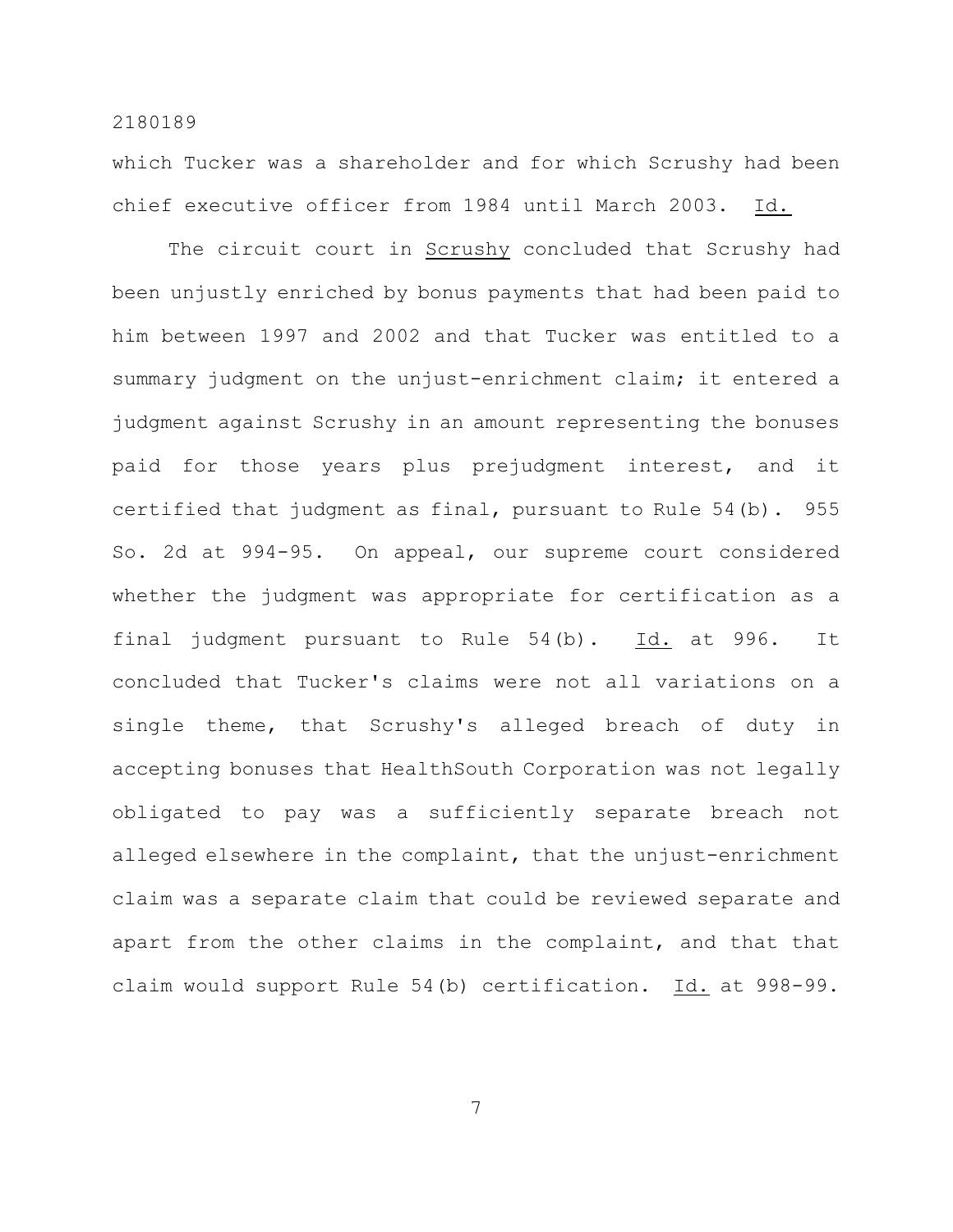which Tucker was a shareholder and for which Scrushy had been chief executive officer from 1984 until March 2003. Id.

The circuit court in Scrushy concluded that Scrushy had been unjustly enriched by bonus payments that had been paid to him between 1997 and 2002 and that Tucker was entitled to a summary judgment on the unjust-enrichment claim; it entered a judgment against Scrushy in an amount representing the bonuses paid for those years plus prejudgment interest, and it certified that judgment as final, pursuant to Rule 54(b). 955 So. 2d at 994-95. On appeal, our supreme court considered whether the judgment was appropriate for certification as a final judgment pursuant to Rule 54(b). Id. at 996. It concluded that Tucker's claims were not all variations on a single theme, that Scrushy's alleged breach of duty in accepting bonuses that HealthSouth Corporation was not legally obligated to pay was a sufficiently separate breach not alleged elsewhere in the complaint, that the unjust-enrichment claim was a separate claim that could be reviewed separate and apart from the other claims in the complaint, and that that claim would support Rule 54(b) certification. Id. at 998-99.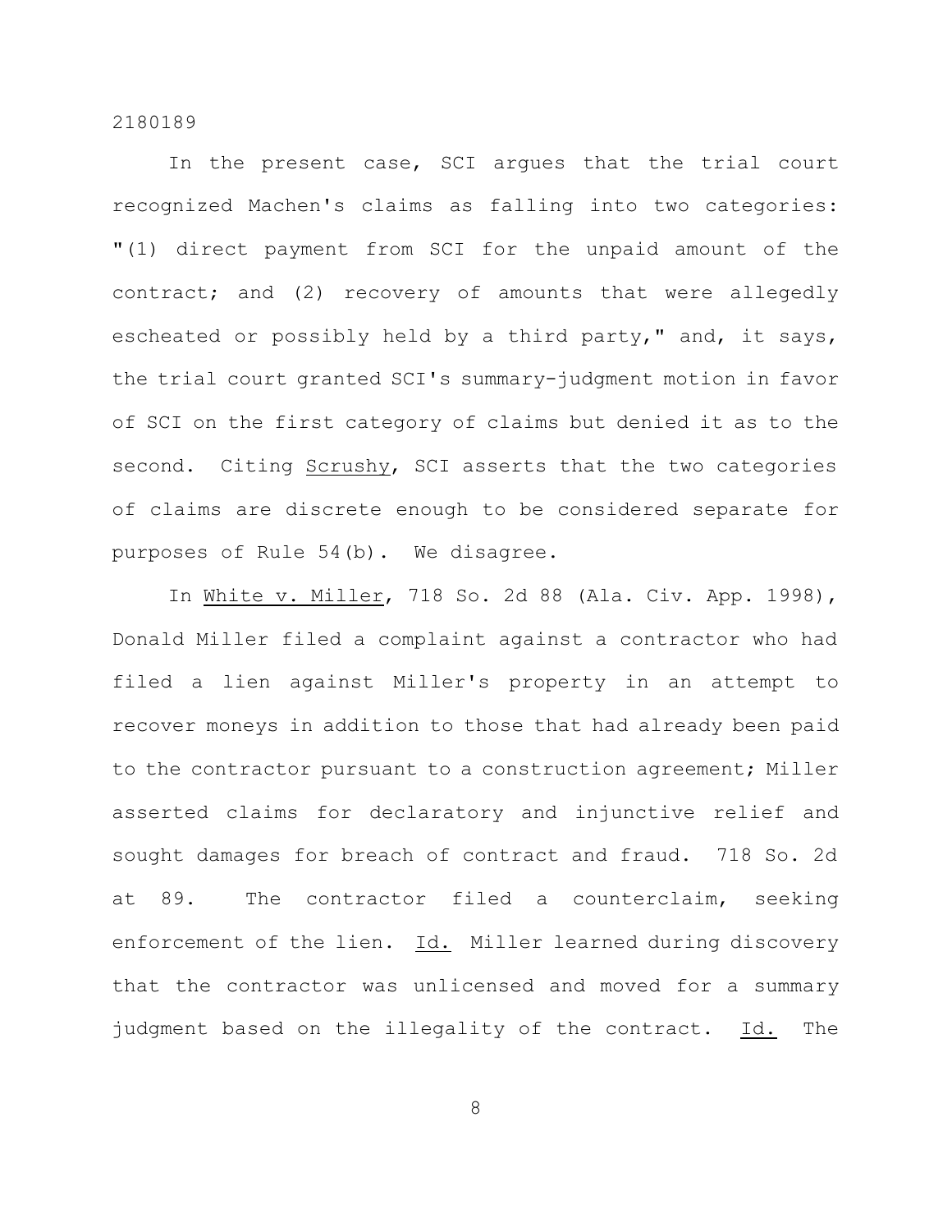In the present case, SCI argues that the trial court recognized Machen's claims as falling into two categories: "(1) direct payment from SCI for the unpaid amount of the contract; and (2) recovery of amounts that were allegedly escheated or possibly held by a third party," and, it says, the trial court granted SCI's summary-judgment motion in favor of SCI on the first category of claims but denied it as to the second. Citing Scrushy, SCI asserts that the two categories of claims are discrete enough to be considered separate for purposes of Rule 54(b). We disagree.

In White v. Miller, 718 So. 2d 88 (Ala. Civ. App. 1998), Donald Miller filed a complaint against a contractor who had filed a lien against Miller's property in an attempt to recover moneys in addition to those that had already been paid to the contractor pursuant to a construction agreement; Miller asserted claims for declaratory and injunctive relief and sought damages for breach of contract and fraud. 718 So. 2d at 89. The contractor filed a counterclaim, seeking enforcement of the lien. Id. Miller learned during discovery that the contractor was unlicensed and moved for a summary judgment based on the illegality of the contract. Id. The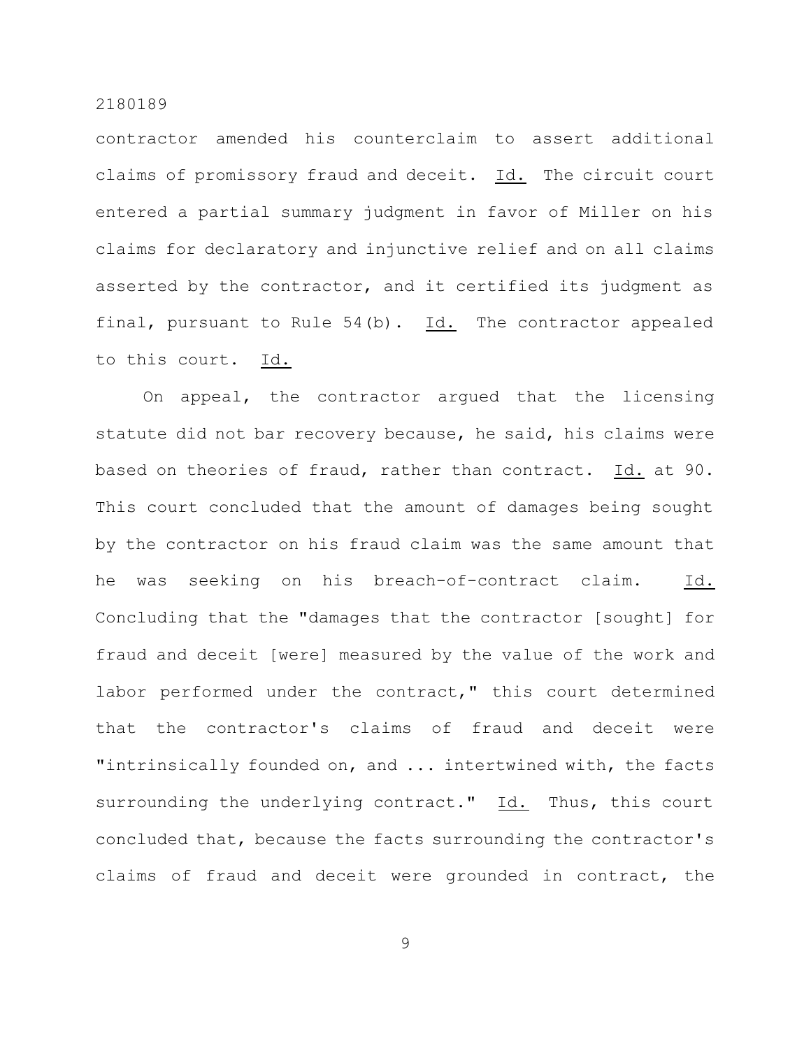contractor amended his counterclaim to assert additional claims of promissory fraud and deceit. Id. The circuit court entered a partial summary judgment in favor of Miller on his claims for declaratory and injunctive relief and on all claims asserted by the contractor, and it certified its judgment as final, pursuant to Rule 54(b). Id. The contractor appealed to this court. Id.

On appeal, the contractor argued that the licensing statute did not bar recovery because, he said, his claims were based on theories of fraud, rather than contract. Id. at 90. This court concluded that the amount of damages being sought by the contractor on his fraud claim was the same amount that he was seeking on his breach-of-contract claim. Id. Concluding that the "damages that the contractor [sought] for fraud and deceit [were] measured by the value of the work and labor performed under the contract," this court determined that the contractor's claims of fraud and deceit were "intrinsically founded on, and ... intertwined with, the facts surrounding the underlying contract." Id. Thus, this court concluded that, because the facts surrounding the contractor's claims of fraud and deceit were grounded in contract, the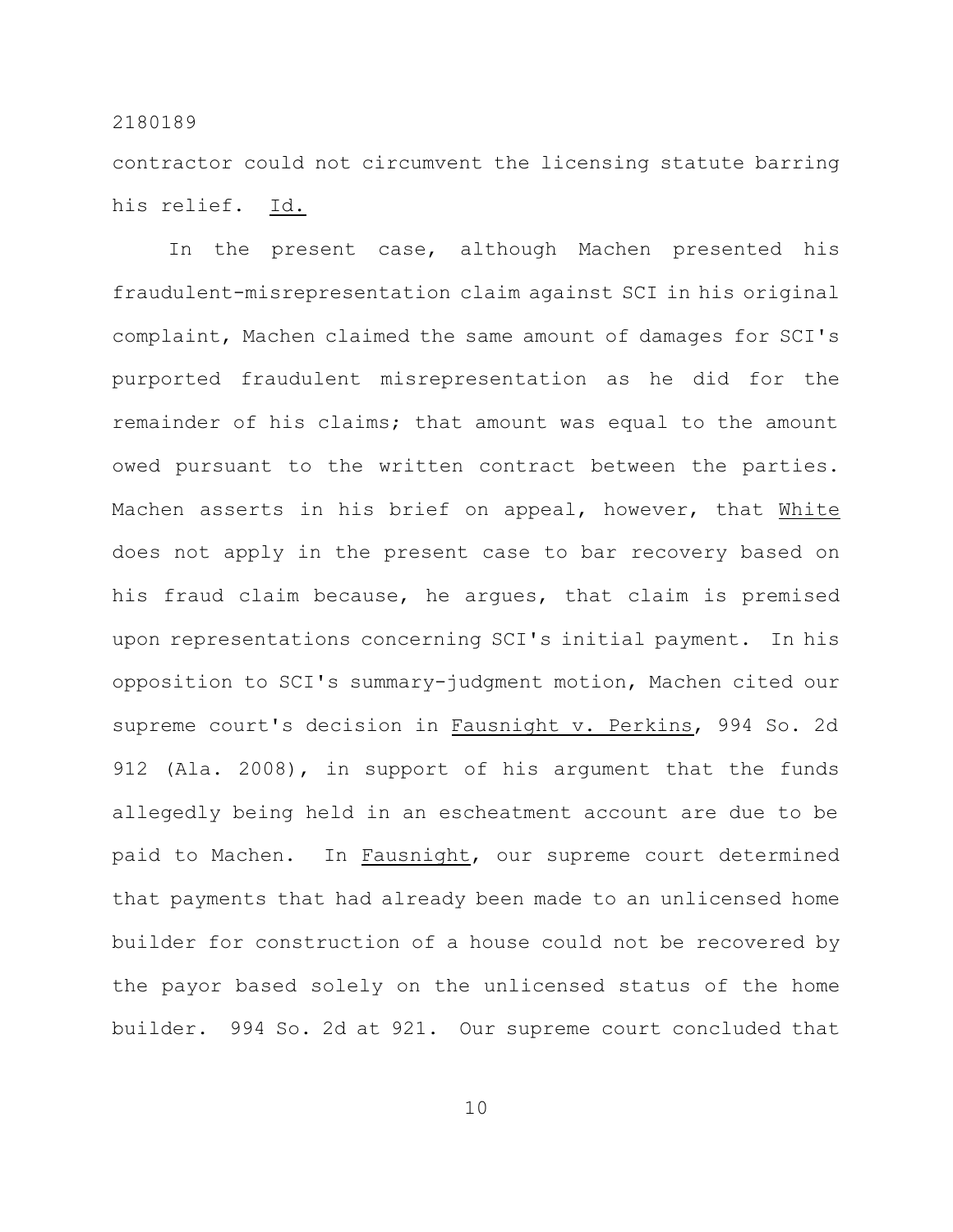contractor could not circumvent the licensing statute barring his relief. _Id._

In the present case, although Machen presented his fraudulent-misrepresentation claim against SCI in his original complaint, Machen claimed the same amount of damages for SCI's purported fraudulent misrepresentation as he did for the remainder of his claims; that amount was equal to the amount owed pursuant to the written contract between the parties. Machen asserts in his brief on appeal, however, that _White_ does not apply in the present case to bar recovery based on his fraud claim because, he argues, that claim is premised upon representations concerning SCI's initial payment. In his opposition to SCI's summary-judgment motion, Machen cited our supreme court's decision in _Fausnight v. Perkins_, 994 So. 2d 912 (Ala. 2008), in support of his argument that the funds allegedly being held in an escheatment account are due to be paid to Machen. In _Fausnight_, our supreme court determined that payments that had already been made to an unlicensed home builder for construction of a house could not be recovered by the payor based solely on the unlicensed status of the home builder. 994 So. 2d at 921. Our supreme court concluded that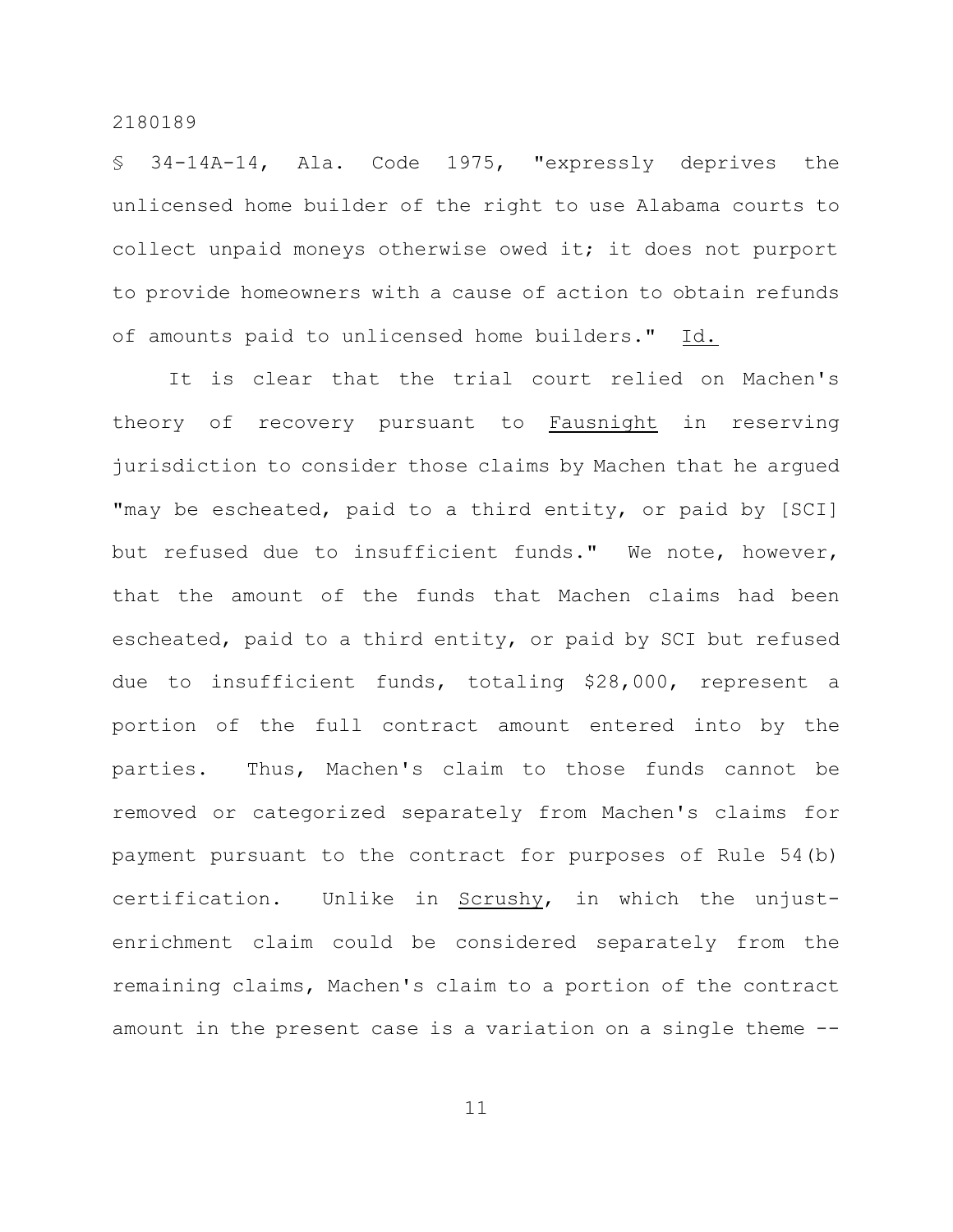§ 34-14A-14, Ala. Code 1975, "expressly deprives the unlicensed home builder of the right to use Alabama courts to collect unpaid moneys otherwise owed it; it does not purport to provide homeowners with a cause of action to obtain refunds of amounts paid to unlicensed home builders." Id.

It is clear that the trial court relied on Machen's theory of recovery pursuant to Fausnight in reserving jurisdiction to consider those claims by Machen that he argued "may be escheated, paid to a third entity, or paid by [SCI] but refused due to insufficient funds." We note, however, that the amount of the funds that Machen claims had been escheated, paid to a third entity, or paid by SCI but refused due to insufficient funds, totaling $28,000, represent a portion of the full contract amount entered into by the parties. Thus, Machen's claim to those funds cannot be removed or categorized separately from Machen's claims for payment pursuant to the contract for purposes of Rule 54(b) certification. Unlike in Scrushy, in which the unjust-enrichment claim could be considered separately from the remaining claims, Machen's claim to a portion of the contract amount in the present case is a variation on a single theme --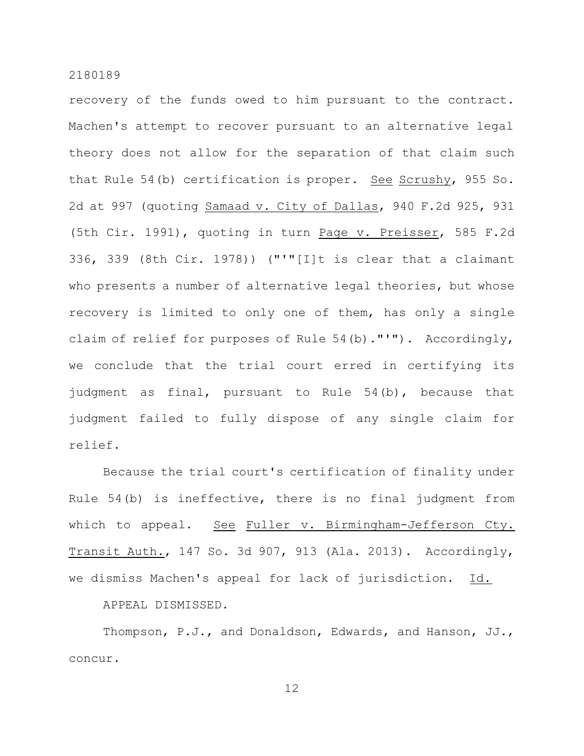recovery of the funds owed to him pursuant to the contract. Machen's attempt to recover pursuant to an alternative legal theory does not allow for the separation of that claim such that Rule 54(b) certification is proper. See Scrushy, 955 So. 2d at 997 (quoting Samaad v. City of Dallas, 940 F.2d 925, 931 (5th Cir. 1991), quoting in turn Page v. Preisser, 585 F.2d 336, 339 (8th Cir. 1978)) ("'"[I]t is clear that a claimant who presents a number of alternative legal theories, but whose recovery is limited to only one of them, has only a single claim of relief for purposes of Rule 54(b)."'"). Accordingly, we conclude that the trial court erred in certifying its judgment as final, pursuant to Rule 54(b), because that judgment failed to fully dispose of any single claim for relief.

Because the trial court's certification of finality under Rule 54(b) is ineffective, there is no final judgment from which to appeal. See Fuller v. Birmingham-Jefferson Cty. Transit Auth., 147 So. 3d 907, 913 (Ala. 2013). Accordingly, we dismiss Machen's appeal for lack of jurisdiction. Id.

APPEAL DISMISSED.

Thompson, P.J., and Donaldson, Edwards, and Hanson, JJ., concur.